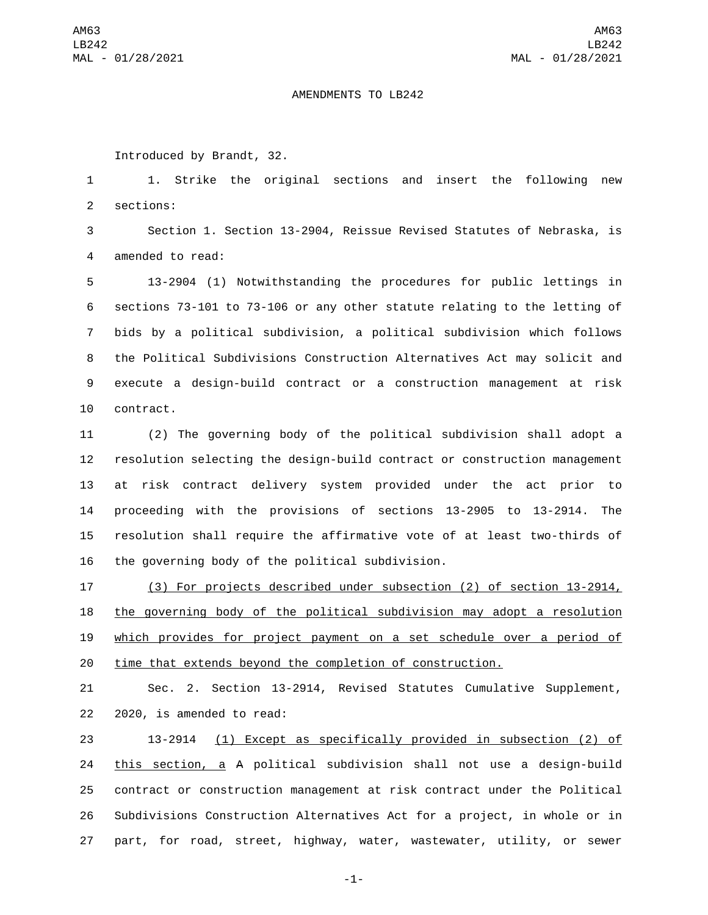AMENDMENTS TO LB242

Introduced by Brandt, 32.

1. Strike the original sections and insert the following new sections:

Section 1. Section 13-2904, Reissue Revised Statutes of Nebraska, is amended to read:

13-2904 (1) Notwithstanding the procedures for public lettings in sections 73-101 to 73-106 or any other statute relating to the letting of bids by a political subdivision, a political subdivision which follows the Political Subdivisions Construction Alternatives Act may solicit and execute a design-build contract or a construction management at risk contract.

(2) The governing body of the political subdivision shall adopt a resolution selecting the design-build contract or construction management at risk contract delivery system provided under the act prior to proceeding with the provisions of sections 13-2905 to 13-2914. The resolution shall require the affirmative vote of at least two-thirds of the governing body of the political subdivision.

<u>(3) For projects described under subsection (2) of section 13-2914, the governing body of the political subdivision may adopt a resolution which provides for project payment on a set schedule over a period of time that extends beyond the completion of construction.</u>

Sec. 2. Section 13-2914, Revised Statutes Cumulative Supplement, 2020, is amended to read:

13-2914 <u>(1) Except as specifically provided in subsection (2) of this section, a</u> ~~A~~ political subdivision shall not use a design-build contract or construction management at risk contract under the Political Subdivisions Construction Alternatives Act for a project, in whole or in part, for road, street, highway, water, wastewater, utility, or sewer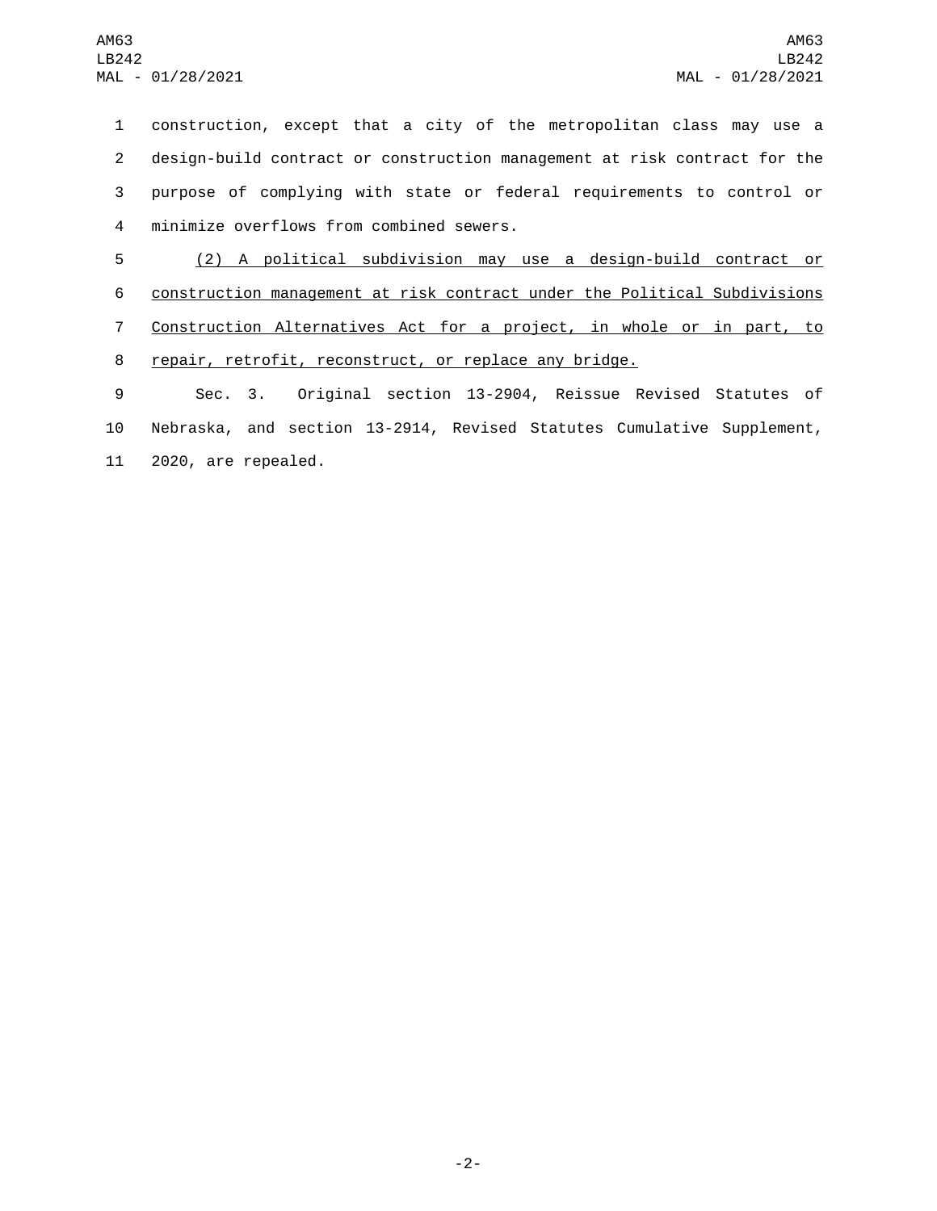construction, except that a city of the metropolitan class may use a design-build contract or construction management at risk contract for the purpose of complying with state or federal requirements to control or minimize overflows from combined sewers.

(2) A political subdivision may use a design-build contract or construction management at risk contract under the Political Subdivisions Construction Alternatives Act for a project, in whole or in part, to repair, retrofit, reconstruct, or replace any bridge.

Sec. 3. Original section 13-2904, Reissue Revised Statutes of Nebraska, and section 13-2914, Revised Statutes Cumulative Supplement, 2020, are repealed.